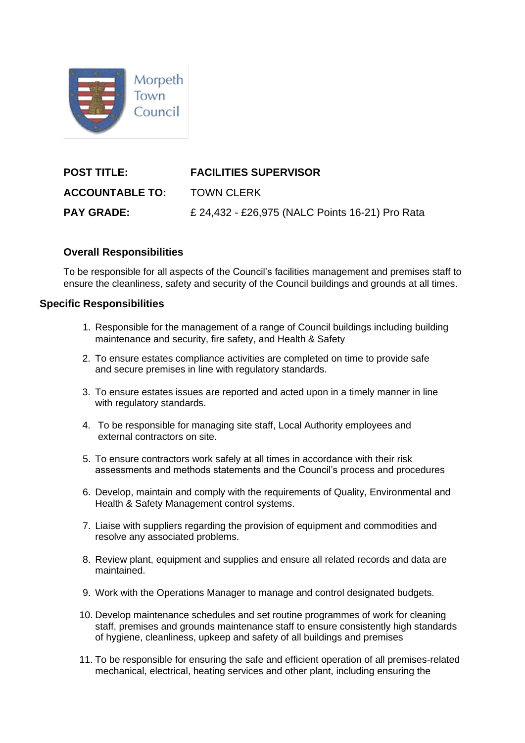Morpeth Town Council

**POST TITLE:** **FACILITIES SUPERVISOR**

**ACCOUNTABLE TO:** TOWN CLERK

**PAY GRADE:** £ 24,432 - £26,975 (NALC Points 16-21) Pro Rata

### Overall Responsibilities

To be responsible for all aspects of the Council's facilities management and premises staff to ensure the cleanliness, safety and security of the Council buildings and grounds at all times.

### Specific Responsibilities

1. Responsible for the management of a range of Council buildings including building maintenance and security, fire safety, and Health & Safety
2. To ensure estates compliance activities are completed on time to provide safe and secure premises in line with regulatory standards.
3. To ensure estates issues are reported and acted upon in a timely manner in line with regulatory standards.
4. To be responsible for managing site staff, Local Authority employees and external contractors on site.
5. To ensure contractors work safely at all times in accordance with their risk assessments and methods statements and the Council's process and procedures
6. Develop, maintain and comply with the requirements of Quality, Environmental and Health & Safety Management control systems.
7. Liaise with suppliers regarding the provision of equipment and commodities and resolve any associated problems.
8. Review plant, equipment and supplies and ensure all related records and data are maintained.
9. Work with the Operations Manager to manage and control designated budgets.
10. Develop maintenance schedules and set routine programmes of work for cleaning staff, premises and grounds maintenance staff to ensure consistently high standards of hygiene, cleanliness, upkeep and safety of all buildings and premises
11. To be responsible for ensuring the safe and efficient operation of all premises-related mechanical, electrical, heating services and other plant, including ensuring the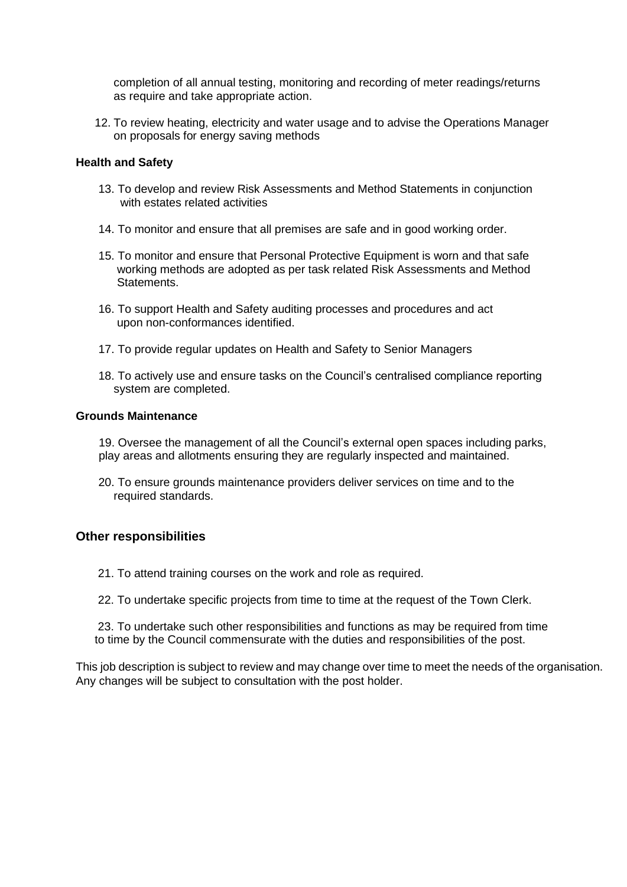completion of all annual testing, monitoring and recording of meter readings/returns as require and take appropriate action.

12. To review heating, electricity and water usage and to advise the Operations Manager on proposals for energy saving methods

**Health and Safety**

13. To develop and review Risk Assessments and Method Statements in conjunction with estates related activities

14. To monitor and ensure that all premises are safe and in good working order.

15. To monitor and ensure that Personal Protective Equipment is worn and that safe working methods are adopted as per task related Risk Assessments and Method Statements.

16. To support Health and Safety auditing processes and procedures and act upon non-conformances identified.

17. To provide regular updates on Health and Safety to Senior Managers

18. To actively use and ensure tasks on the Council's centralised compliance reporting system are completed.

**Grounds Maintenance**

19. Oversee the management of all the Council's external open spaces including parks, play areas and allotments ensuring they are regularly inspected and maintained.

20. To ensure grounds maintenance providers deliver services on time and to the required standards.

## Other responsibilities

21. To attend training courses on the work and role as required.

22. To undertake specific projects from time to time at the request of the Town Clerk.

23. To undertake such other responsibilities and functions as may be required from time to time by the Council commensurate with the duties and responsibilities of the post.

This job description is subject to review and may change over time to meet the needs of the organisation. Any changes will be subject to consultation with the post holder.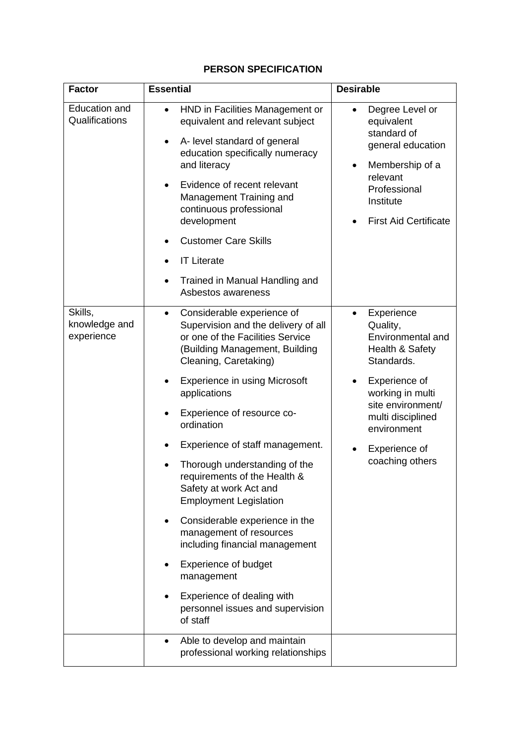## PERSON SPECIFICATION

| Factor | Essential | Desirable |
|---|---|---|
| Education and Qualifications | • HND in Facilities Management or equivalent and relevant subject<br>• A- level standard of general education specifically numeracy and literacy<br>• Evidence of recent relevant Management Training and continuous professional development<br>• Customer Care Skills<br>• IT Literate<br>• Trained in Manual Handling and Asbestos awareness | • Degree Level or equivalent standard of general education<br>• Membership of a relevant Professional Institute<br>• First Aid Certificate |
| Skills, knowledge and experience | • Considerable experience of Supervision and the delivery of all or one of the Facilities Service (Building Management, Building Cleaning, Caretaking)<br>• Experience in using Microsoft applications<br>• Experience of resource co-ordination<br>• Experience of staff management.<br>• Thorough understanding of the requirements of the Health & Safety at work Act and Employment Legislation<br>• Considerable experience in the management of resources including financial management<br>• Experience of budget management<br>• Experience of dealing with personnel issues and supervision of staff | • Experience Quality, Environmental and Health & Safety Standards.<br>• Experience of working in multi site environment/ multi disciplined environment<br>• Experience of coaching others |
| | • Able to develop and maintain professional working relationships | |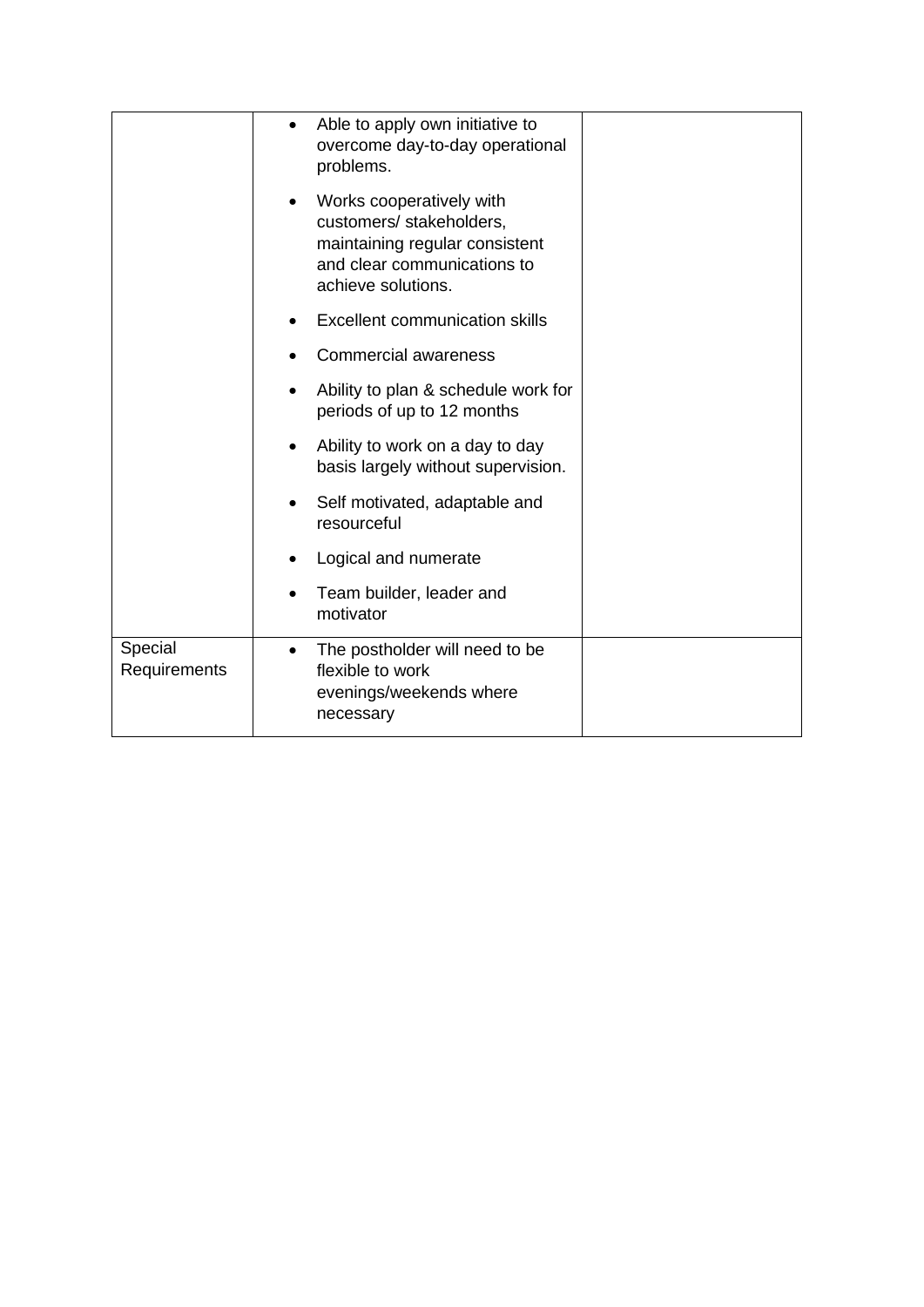| | | |
|---|---|---|
| | • Able to apply own initiative to overcome day-to-day operational problems.<br>• Works cooperatively with customers/ stakeholders, maintaining regular consistent and clear communications to achieve solutions.<br>• Excellent communication skills<br>• Commercial awareness<br>• Ability to plan & schedule work for periods of up to 12 months<br>• Ability to work on a day to day basis largely without supervision.<br>• Self motivated, adaptable and resourceful<br>• Logical and numerate<br>• Team builder, leader and motivator | |
| Special Requirements | • The postholder will need to be flexible to work evenings/weekends where necessary | |